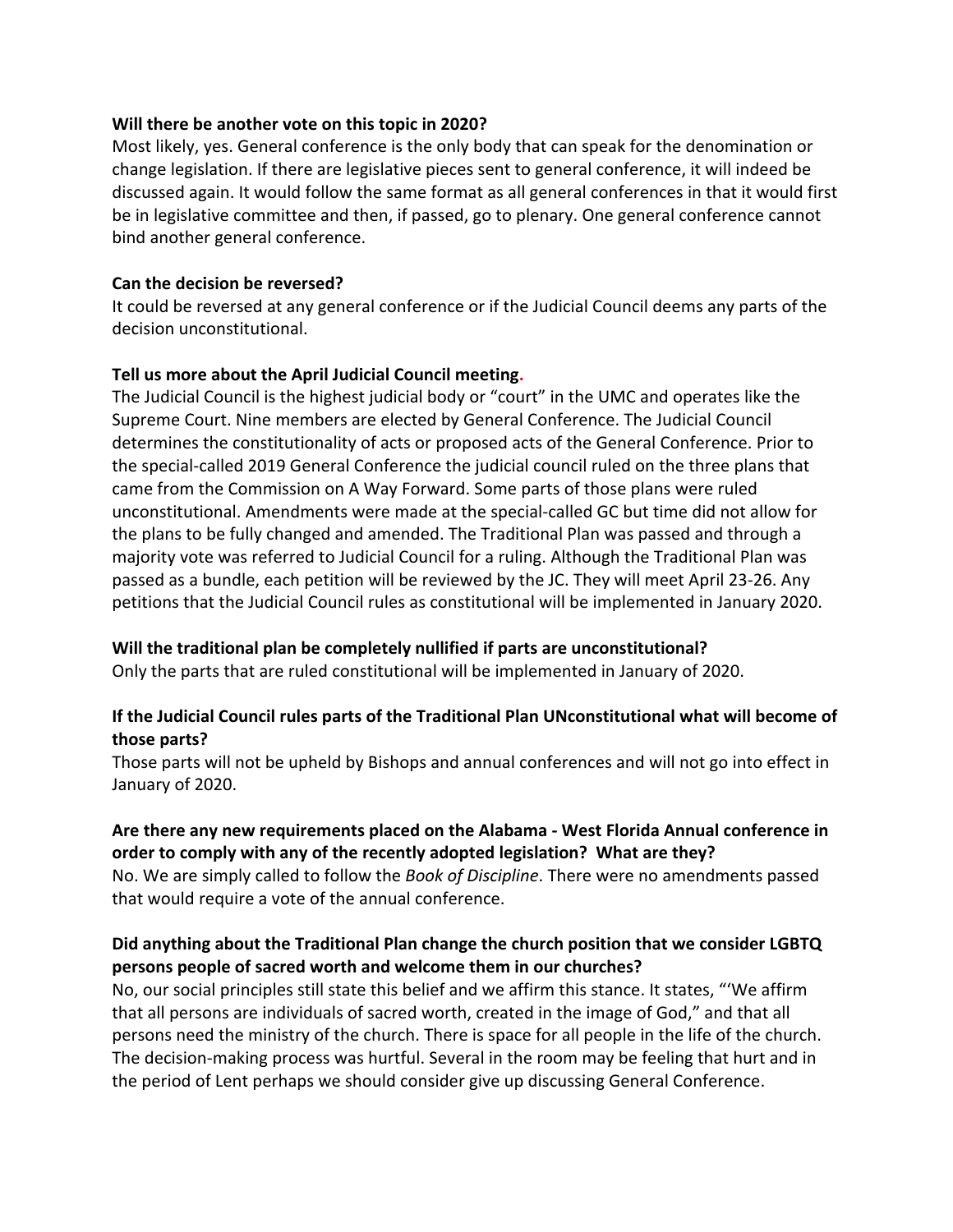**Will there be another vote on this topic in 2020?**
Most likely, yes. General conference is the only body that can speak for the denomination or change legislation. If there are legislative pieces sent to general conference, it will indeed be discussed again. It would follow the same format as all general conferences in that it would first be in legislative committee and then, if passed, go to plenary. One general conference cannot bind another general conference.

**Can the decision be reversed?**
It could be reversed at any general conference or if the Judicial Council deems any parts of the decision unconstitutional.

**Tell us more about the April Judicial Council meeting.**
The Judicial Council is the highest judicial body or "court" in the UMC and operates like the Supreme Court. Nine members are elected by General Conference. The Judicial Council determines the constitutionality of acts or proposed acts of the General Conference. Prior to the special-called 2019 General Conference the judicial council ruled on the three plans that came from the Commission on A Way Forward. Some parts of those plans were ruled unconstitutional. Amendments were made at the special-called GC but time did not allow for the plans to be fully changed and amended. The Traditional Plan was passed and through a majority vote was referred to Judicial Council for a ruling. Although the Traditional Plan was passed as a bundle, each petition will be reviewed by the JC. They will meet April 23-26. Any petitions that the Judicial Council rules as constitutional will be implemented in January 2020.

**Will the traditional plan be completely nullified if parts are unconstitutional?**
Only the parts that are ruled constitutional will be implemented in January of 2020.

**If the Judicial Council rules parts of the Traditional Plan UNconstitutional what will become of those parts?**
Those parts will not be upheld by Bishops and annual conferences and will not go into effect in January of 2020.

**Are there any new requirements placed on the Alabama - West Florida Annual conference in order to comply with any of the recently adopted legislation? What are they?**
No. We are simply called to follow the *Book of Discipline*. There were no amendments passed that would require a vote of the annual conference.

**Did anything about the Traditional Plan change the church position that we consider LGBTQ persons people of sacred worth and welcome them in our churches?**
No, our social principles still state this belief and we affirm this stance. It states, "'We affirm that all persons are individuals of sacred worth, created in the image of God," and that all persons need the ministry of the church. There is space for all people in the life of the church. The decision-making process was hurtful. Several in the room may be feeling that hurt and in the period of Lent perhaps we should consider give up discussing General Conference.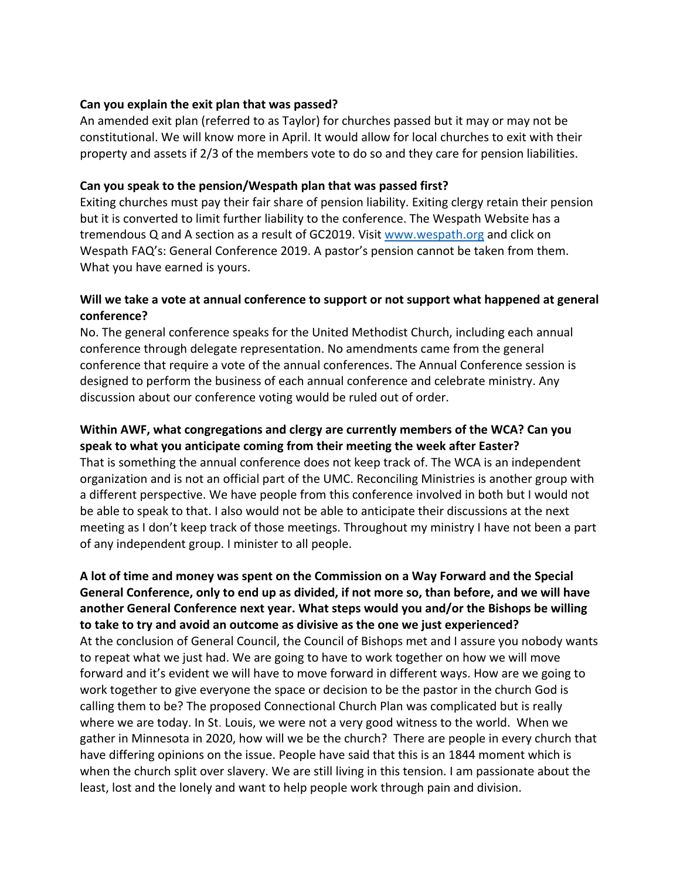**Can you explain the exit plan that was passed?**

An amended exit plan (referred to as Taylor) for churches passed but it may or may not be constitutional. We will know more in April. It would allow for local churches to exit with their property and assets if 2/3 of the members vote to do so and they care for pension liabilities.

**Can you speak to the pension/Wespath plan that was passed first?**

Exiting churches must pay their fair share of pension liability. Exiting clergy retain their pension but it is converted to limit further liability to the conference. The Wespath Website has a tremendous Q and A section as a result of GC2019. Visit [www.wespath.org](http://www.wespath.org) and click on Wespath FAQ's: General Conference 2019. A pastor's pension cannot be taken from them. What you have earned is yours.

**Will we take a vote at annual conference to support or not support what happened at general conference?**

No. The general conference speaks for the United Methodist Church, including each annual conference through delegate representation. No amendments came from the general conference that require a vote of the annual conferences. The Annual Conference session is designed to perform the business of each annual conference and celebrate ministry. Any discussion about our conference voting would be ruled out of order.

**Within AWF, what congregations and clergy are currently members of the WCA? Can you speak to what you anticipate coming from their meeting the week after Easter?**

That is something the annual conference does not keep track of. The WCA is an independent organization and is not an official part of the UMC. Reconciling Ministries is another group with a different perspective. We have people from this conference involved in both but I would not be able to speak to that. I also would not be able to anticipate their discussions at the next meeting as I don't keep track of those meetings. Throughout my ministry I have not been a part of any independent group. I minister to all people.

**A lot of time and money was spent on the Commission on a Way Forward and the Special General Conference, only to end up as divided, if not more so, than before, and we will have another General Conference next year. What steps would you and/or the Bishops be willing to take to try and avoid an outcome as divisive as the one we just experienced?**

At the conclusion of General Council, the Council of Bishops met and I assure you nobody wants to repeat what we just had. We are going to have to work together on how we will move forward and it's evident we will have to move forward in different ways. How are we going to work together to give everyone the space or decision to be the pastor in the church God is calling them to be? The proposed Connectional Church Plan was complicated but is really where we are today. In St. Louis, we were not a very good witness to the world. When we gather in Minnesota in 2020, how will we be the church? There are people in every church that have differing opinions on the issue. People have said that this is an 1844 moment which is when the church split over slavery. We are still living in this tension. I am passionate about the least, lost and the lonely and want to help people work through pain and division.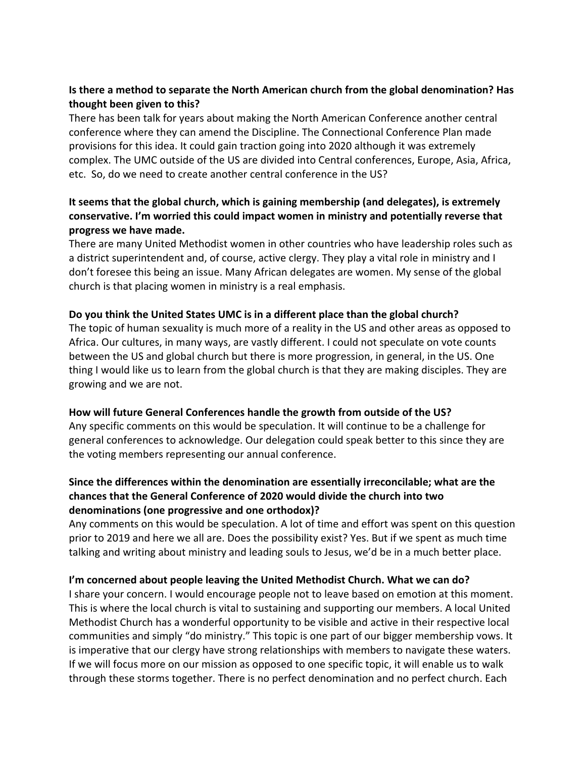**Is there a method to separate the North American church from the global denomination? Has thought been given to this?**

There has been talk for years about making the North American Conference another central conference where they can amend the Discipline. The Connectional Conference Plan made provisions for this idea. It could gain traction going into 2020 although it was extremely complex. The UMC outside of the US are divided into Central conferences, Europe, Asia, Africa, etc. So, do we need to create another central conference in the US?

**It seems that the global church, which is gaining membership (and delegates), is extremely conservative. I'm worried this could impact women in ministry and potentially reverse that progress we have made.**

There are many United Methodist women in other countries who have leadership roles such as a district superintendent and, of course, active clergy. They play a vital role in ministry and I don't foresee this being an issue. Many African delegates are women. My sense of the global church is that placing women in ministry is a real emphasis.

**Do you think the United States UMC is in a different place than the global church?**

The topic of human sexuality is much more of a reality in the US and other areas as opposed to Africa. Our cultures, in many ways, are vastly different. I could not speculate on vote counts between the US and global church but there is more progression, in general, in the US. One thing I would like us to learn from the global church is that they are making disciples. They are growing and we are not.

**How will future General Conferences handle the growth from outside of the US?**

Any specific comments on this would be speculation. It will continue to be a challenge for general conferences to acknowledge. Our delegation could speak better to this since they are the voting members representing our annual conference.

**Since the differences within the denomination are essentially irreconcilable; what are the chances that the General Conference of 2020 would divide the church into two denominations (one progressive and one orthodox)?**

Any comments on this would be speculation. A lot of time and effort was spent on this question prior to 2019 and here we all are. Does the possibility exist? Yes. But if we spent as much time talking and writing about ministry and leading souls to Jesus, we'd be in a much better place.

**I'm concerned about people leaving the United Methodist Church. What we can do?**

I share your concern. I would encourage people not to leave based on emotion at this moment. This is where the local church is vital to sustaining and supporting our members. A local United Methodist Church has a wonderful opportunity to be visible and active in their respective local communities and simply "do ministry." This topic is one part of our bigger membership vows. It is imperative that our clergy have strong relationships with members to navigate these waters. If we will focus more on our mission as opposed to one specific topic, it will enable us to walk through these storms together. There is no perfect denomination and no perfect church. Each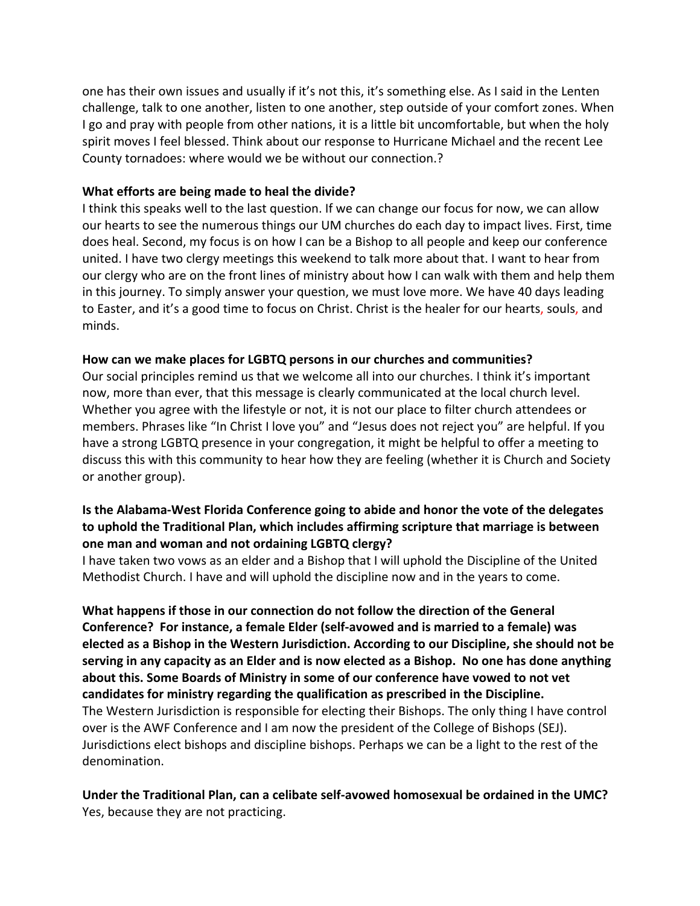one has their own issues and usually if it's not this, it's something else. As I said in the Lenten challenge, talk to one another, listen to one another, step outside of your comfort zones. When I go and pray with people from other nations, it is a little bit uncomfortable, but when the holy spirit moves I feel blessed. Think about our response to Hurricane Michael and the recent Lee County tornadoes: where would we be without our connection.?

**What efforts are being made to heal the divide?**
I think this speaks well to the last question. If we can change our focus for now, we can allow our hearts to see the numerous things our UM churches do each day to impact lives. First, time does heal. Second, my focus is on how I can be a Bishop to all people and keep our conference united. I have two clergy meetings this weekend to talk more about that. I want to hear from our clergy who are on the front lines of ministry about how I can walk with them and help them in this journey. To simply answer your question, we must love more. We have 40 days leading to Easter, and it's a good time to focus on Christ. Christ is the healer for our hearts, souls, and minds.

**How can we make places for LGBTQ persons in our churches and communities?**
Our social principles remind us that we welcome all into our churches. I think it's important now, more than ever, that this message is clearly communicated at the local church level. Whether you agree with the lifestyle or not, it is not our place to filter church attendees or members. Phrases like "In Christ I love you" and "Jesus does not reject you" are helpful. If you have a strong LGBTQ presence in your congregation, it might be helpful to offer a meeting to discuss this with this community to hear how they are feeling (whether it is Church and Society or another group).

**Is the Alabama-West Florida Conference going to abide and honor the vote of the delegates to uphold the Traditional Plan, which includes affirming scripture that marriage is between one man and woman and not ordaining LGBTQ clergy?**
I have taken two vows as an elder and a Bishop that I will uphold the Discipline of the United Methodist Church. I have and will uphold the discipline now and in the years to come.

**What happens if those in our connection do not follow the direction of the General Conference? For instance, a female Elder (self-avowed and is married to a female) was elected as a Bishop in the Western Jurisdiction. According to our Discipline, she should not be serving in any capacity as an Elder and is now elected as a Bishop. No one has done anything about this. Some Boards of Ministry in some of our conference have vowed to not vet candidates for ministry regarding the qualification as prescribed in the Discipline.**
The Western Jurisdiction is responsible for electing their Bishops. The only thing I have control over is the AWF Conference and I am now the president of the College of Bishops (SEJ). Jurisdictions elect bishops and discipline bishops. Perhaps we can be a light to the rest of the denomination.

**Under the Traditional Plan, can a celibate self-avowed homosexual be ordained in the UMC?**
Yes, because they are not practicing.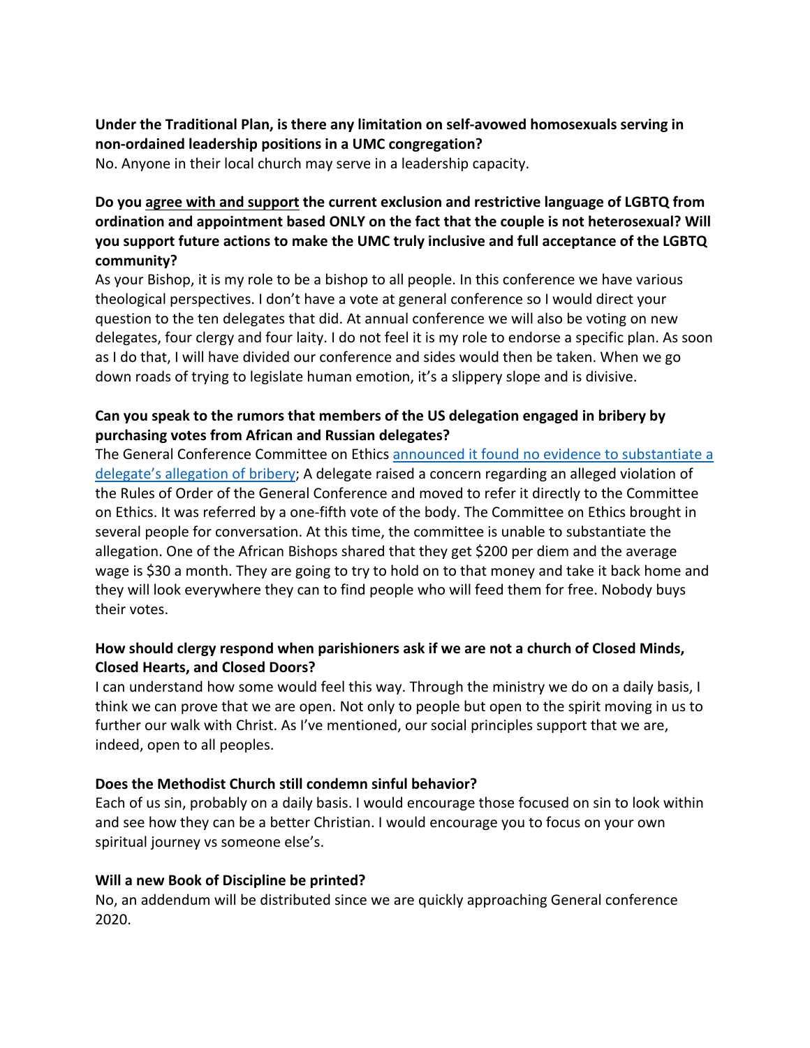**Under the Traditional Plan, is there any limitation on self-avowed homosexuals serving in non-ordained leadership positions in a UMC congregation?**

No. Anyone in their local church may serve in a leadership capacity.

**Do you agree with and support the current exclusion and restrictive language of LGBTQ from ordination and appointment based ONLY on the fact that the couple is not heterosexual? Will you support future actions to make the UMC truly inclusive and full acceptance of the LGBTQ community?**

As your Bishop, it is my role to be a bishop to all people. In this conference we have various theological perspectives. I don't have a vote at general conference so I would direct your question to the ten delegates that did. At annual conference we will also be voting on new delegates, four clergy and four laity. I do not feel it is my role to endorse a specific plan. As soon as I do that, I will have divided our conference and sides would then be taken. When we go down roads of trying to legislate human emotion, it's a slippery slope and is divisive.

**Can you speak to the rumors that members of the US delegation engaged in bribery by purchasing votes from African and Russian delegates?**

The General Conference Committee on Ethics announced it found no evidence to substantiate a delegate's allegation of bribery; A delegate raised a concern regarding an alleged violation of the Rules of Order of the General Conference and moved to refer it directly to the Committee on Ethics. It was referred by a one-fifth vote of the body. The Committee on Ethics brought in several people for conversation. At this time, the committee is unable to substantiate the allegation. One of the African Bishops shared that they get $200 per diem and the average wage is $30 a month. They are going to try to hold on to that money and take it back home and they will look everywhere they can to find people who will feed them for free. Nobody buys their votes.

**How should clergy respond when parishioners ask if we are not a church of Closed Minds, Closed Hearts, and Closed Doors?**

I can understand how some would feel this way. Through the ministry we do on a daily basis, I think we can prove that we are open. Not only to people but open to the spirit moving in us to further our walk with Christ. As I've mentioned, our social principles support that we are, indeed, open to all peoples.

**Does the Methodist Church still condemn sinful behavior?**

Each of us sin, probably on a daily basis. I would encourage those focused on sin to look within and see how they can be a better Christian. I would encourage you to focus on your own spiritual journey vs someone else's.

**Will a new Book of Discipline be printed?**

No, an addendum will be distributed since we are quickly approaching General conference 2020.